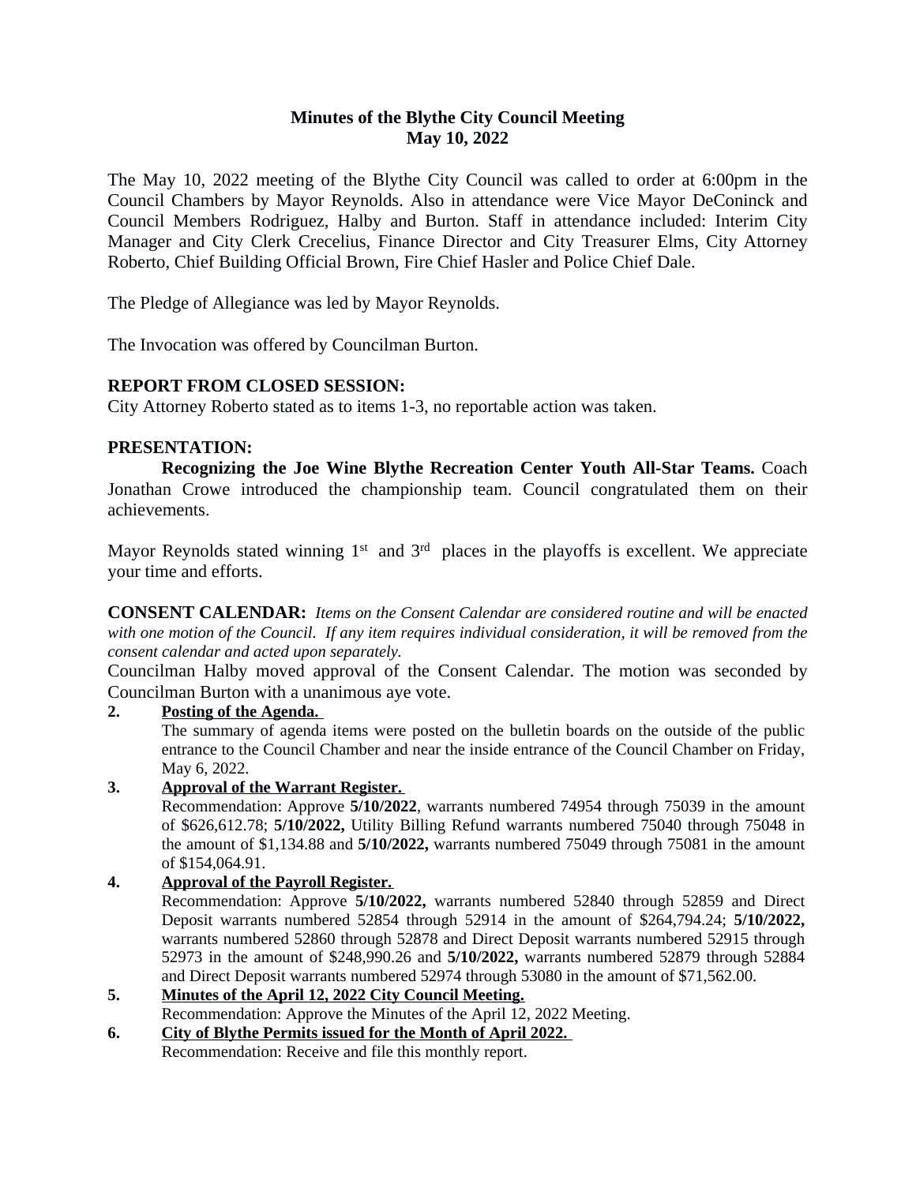# Minutes of the Blythe City Council Meeting
## May 10, 2022

The May 10, 2022 meeting of the Blythe City Council was called to order at 6:00pm in the Council Chambers by Mayor Reynolds. Also in attendance were Vice Mayor DeConinck and Council Members Rodriguez, Halby and Burton. Staff in attendance included: Interim City Manager and City Clerk Crecelius, Finance Director and City Treasurer Elms, City Attorney Roberto, Chief Building Official Brown, Fire Chief Hasler and Police Chief Dale.

The Pledge of Allegiance was led by Mayor Reynolds.

The Invocation was offered by Councilman Burton.

**REPORT FROM CLOSED SESSION:**

City Attorney Roberto stated as to items 1-3, no reportable action was taken.

**PRESENTATION:**

**Recognizing the Joe Wine Blythe Recreation Center Youth All-Star Teams.** Coach Jonathan Crowe introduced the championship team. Council congratulated them on their achievements.

Mayor Reynolds stated winning 1st and 3rd places in the playoffs is excellent. We appreciate your time and efforts.

**CONSENT CALENDAR:** *Items on the Consent Calendar are considered routine and will be enacted with one motion of the Council. If any item requires individual consideration, it will be removed from the consent calendar and acted upon separately.*

Councilman Halby moved approval of the Consent Calendar. The motion was seconded by Councilman Burton with a unanimous aye vote.

**2. Posting of the Agenda.**

The summary of agenda items were posted on the bulletin boards on the outside of the public entrance to the Council Chamber and near the inside entrance of the Council Chamber on Friday, May 6, 2022.

**3. Approval of the Warrant Register.**

Recommendation: Approve **5/10/2022**, warrants numbered 74954 through 75039 in the amount of $626,612.78; **5/10/2022,** Utility Billing Refund warrants numbered 75040 through 75048 in the amount of $1,134.88 and **5/10/2022,** warrants numbered 75049 through 75081 in the amount of $154,064.91.

**4. Approval of the Payroll Register.**

Recommendation: Approve **5/10/2022,** warrants numbered 52840 through 52859 and Direct Deposit warrants numbered 52854 through 52914 in the amount of $264,794.24; **5/10/2022,** warrants numbered 52860 through 52878 and Direct Deposit warrants numbered 52915 through 52973 in the amount of $248,990.26 and **5/10/2022,** warrants numbered 52879 through 52884 and Direct Deposit warrants numbered 52974 through 53080 in the amount of $71,562.00.

**5. Minutes of the April 12, 2022 City Council Meeting.**

Recommendation: Approve the Minutes of the April 12, 2022 Meeting.

**6. City of Blythe Permits issued for the Month of April 2022.**

Recommendation: Receive and file this monthly report.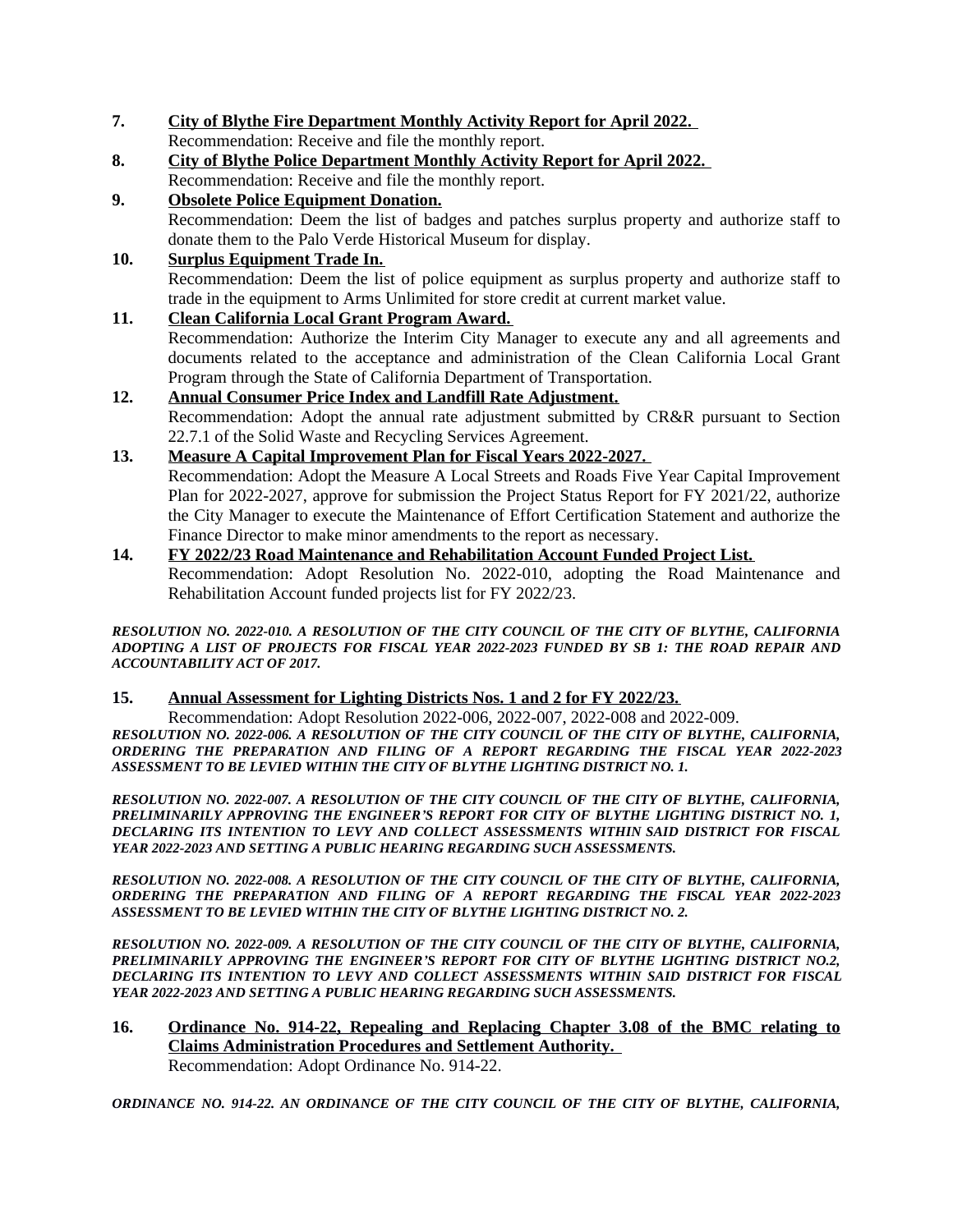7. **City of Blythe Fire Department Monthly Activity Report for April 2022.**
   Recommendation: Receive and file the monthly report.

8. **City of Blythe Police Department Monthly Activity Report for April 2022.**
   Recommendation: Receive and file the monthly report.

9. **Obsolete Police Equipment Donation.**
   Recommendation: Deem the list of badges and patches surplus property and authorize staff to donate them to the Palo Verde Historical Museum for display.

10. **Surplus Equipment Trade In.**
    Recommendation: Deem the list of police equipment as surplus property and authorize staff to trade in the equipment to Arms Unlimited for store credit at current market value.

11. **Clean California Local Grant Program Award.**
    Recommendation: Authorize the Interim City Manager to execute any and all agreements and documents related to the acceptance and administration of the Clean California Local Grant Program through the State of California Department of Transportation.

12. **Annual Consumer Price Index and Landfill Rate Adjustment.**
    Recommendation: Adopt the annual rate adjustment submitted by CR&R pursuant to Section 22.7.1 of the Solid Waste and Recycling Services Agreement.

13. **Measure A Capital Improvement Plan for Fiscal Years 2022-2027.**
    Recommendation: Adopt the Measure A Local Streets and Roads Five Year Capital Improvement Plan for 2022-2027, approve for submission the Project Status Report for FY 2021/22, authorize the City Manager to execute the Maintenance of Effort Certification Statement and authorize the Finance Director to make minor amendments to the report as necessary.

14. **FY 2022/23 Road Maintenance and Rehabilitation Account Funded Project List.**
    Recommendation: Adopt Resolution No. 2022-010, adopting the Road Maintenance and Rehabilitation Account funded projects list for FY 2022/23.

***RESOLUTION NO. 2022-010. A RESOLUTION OF THE CITY COUNCIL OF THE CITY OF BLYTHE, CALIFORNIA ADOPTING A LIST OF PROJECTS FOR FISCAL YEAR 2022-2023 FUNDED BY SB 1: THE ROAD REPAIR AND ACCOUNTABILITY ACT OF 2017.***

15. **Annual Assessment for Lighting Districts Nos. 1 and 2 for FY 2022/23.**
    Recommendation: Adopt Resolution 2022-006, 2022-007, 2022-008 and 2022-009.

***RESOLUTION NO. 2022-006. A RESOLUTION OF THE CITY COUNCIL OF THE CITY OF BLYTHE, CALIFORNIA, ORDERING THE PREPARATION AND FILING OF A REPORT REGARDING THE FISCAL YEAR 2022-2023 ASSESSMENT TO BE LEVIED WITHIN THE CITY OF BLYTHE LIGHTING DISTRICT NO. 1.***

***RESOLUTION NO. 2022-007. A RESOLUTION OF THE CITY COUNCIL OF THE CITY OF BLYTHE, CALIFORNIA, PRELIMINARILY APPROVING THE ENGINEER'S REPORT FOR CITY OF BLYTHE LIGHTING DISTRICT NO. 1, DECLARING ITS INTENTION TO LEVY AND COLLECT ASSESSMENTS WITHIN SAID DISTRICT FOR FISCAL YEAR 2022-2023 AND SETTING A PUBLIC HEARING REGARDING SUCH ASSESSMENTS.***

***RESOLUTION NO. 2022-008. A RESOLUTION OF THE CITY COUNCIL OF THE CITY OF BLYTHE, CALIFORNIA, ORDERING THE PREPARATION AND FILING OF A REPORT REGARDING THE FISCAL YEAR 2022-2023 ASSESSMENT TO BE LEVIED WITHIN THE CITY OF BLYTHE LIGHTING DISTRICT NO. 2.***

***RESOLUTION NO. 2022-009. A RESOLUTION OF THE CITY COUNCIL OF THE CITY OF BLYTHE, CALIFORNIA, PRELIMINARILY APPROVING THE ENGINEER'S REPORT FOR CITY OF BLYTHE LIGHTING DISTRICT NO.2, DECLARING ITS INTENTION TO LEVY AND COLLECT ASSESSMENTS WITHIN SAID DISTRICT FOR FISCAL YEAR 2022-2023 AND SETTING A PUBLIC HEARING REGARDING SUCH ASSESSMENTS.***

16. **Ordinance No. 914-22, Repealing and Replacing Chapter 3.08 of the BMC relating to Claims Administration Procedures and Settlement Authority.**
    Recommendation: Adopt Ordinance No. 914-22.

***ORDINANCE NO. 914-22. AN ORDINANCE OF THE CITY COUNCIL OF THE CITY OF BLYTHE, CALIFORNIA,***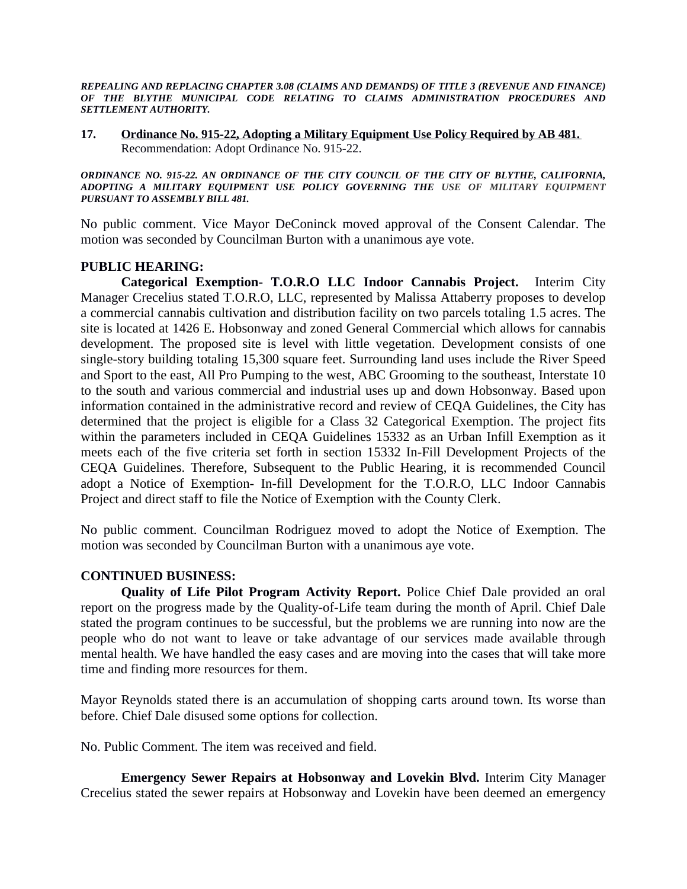***REPEALING AND REPLACING CHAPTER 3.08 (CLAIMS AND DEMANDS) OF TITLE 3 (REVENUE AND FINANCE) OF THE BLYTHE MUNICIPAL CODE RELATING TO CLAIMS ADMINISTRATION PROCEDURES AND SETTLEMENT AUTHORITY.***

**17. Ordinance No. 915-22, Adopting a Military Equipment Use Policy Required by AB 481.**
Recommendation: Adopt Ordinance No. 915-22.

***ORDINANCE NO. 915-22. AN ORDINANCE OF THE CITY COUNCIL OF THE CITY OF BLYTHE, CALIFORNIA, ADOPTING A MILITARY EQUIPMENT USE POLICY GOVERNING THE USE OF MILITARY EQUIPMENT PURSUANT TO ASSEMBLY BILL 481.***

No public comment. Vice Mayor DeConinck moved approval of the Consent Calendar. The motion was seconded by Councilman Burton with a unanimous aye vote.

**PUBLIC HEARING:**

**Categorical Exemption- T.O.R.O LLC Indoor Cannabis Project.** Interim City Manager Crecelius stated T.O.R.O, LLC, represented by Malissa Attaberry proposes to develop a commercial cannabis cultivation and distribution facility on two parcels totaling 1.5 acres. The site is located at 1426 E. Hobsonway and zoned General Commercial which allows for cannabis development. The proposed site is level with little vegetation. Development consists of one single-story building totaling 15,300 square feet. Surrounding land uses include the River Speed and Sport to the east, All Pro Pumping to the west, ABC Grooming to the southeast, Interstate 10 to the south and various commercial and industrial uses up and down Hobsonway. Based upon information contained in the administrative record and review of CEQA Guidelines, the City has determined that the project is eligible for a Class 32 Categorical Exemption. The project fits within the parameters included in CEQA Guidelines 15332 as an Urban Infill Exemption as it meets each of the five criteria set forth in section 15332 In-Fill Development Projects of the CEQA Guidelines. Therefore, Subsequent to the Public Hearing, it is recommended Council adopt a Notice of Exemption- In-fill Development for the T.O.R.O, LLC Indoor Cannabis Project and direct staff to file the Notice of Exemption with the County Clerk.

No public comment. Councilman Rodriguez moved to adopt the Notice of Exemption. The motion was seconded by Councilman Burton with a unanimous aye vote.

**CONTINUED BUSINESS:**

**Quality of Life Pilot Program Activity Report.** Police Chief Dale provided an oral report on the progress made by the Quality-of-Life team during the month of April. Chief Dale stated the program continues to be successful, but the problems we are running into now are the people who do not want to leave or take advantage of our services made available through mental health. We have handled the easy cases and are moving into the cases that will take more time and finding more resources for them.

Mayor Reynolds stated there is an accumulation of shopping carts around town. Its worse than before. Chief Dale disused some options for collection.

No. Public Comment. The item was received and field.

**Emergency Sewer Repairs at Hobsonway and Lovekin Blvd.** Interim City Manager Crecelius stated the sewer repairs at Hobsonway and Lovekin have been deemed an emergency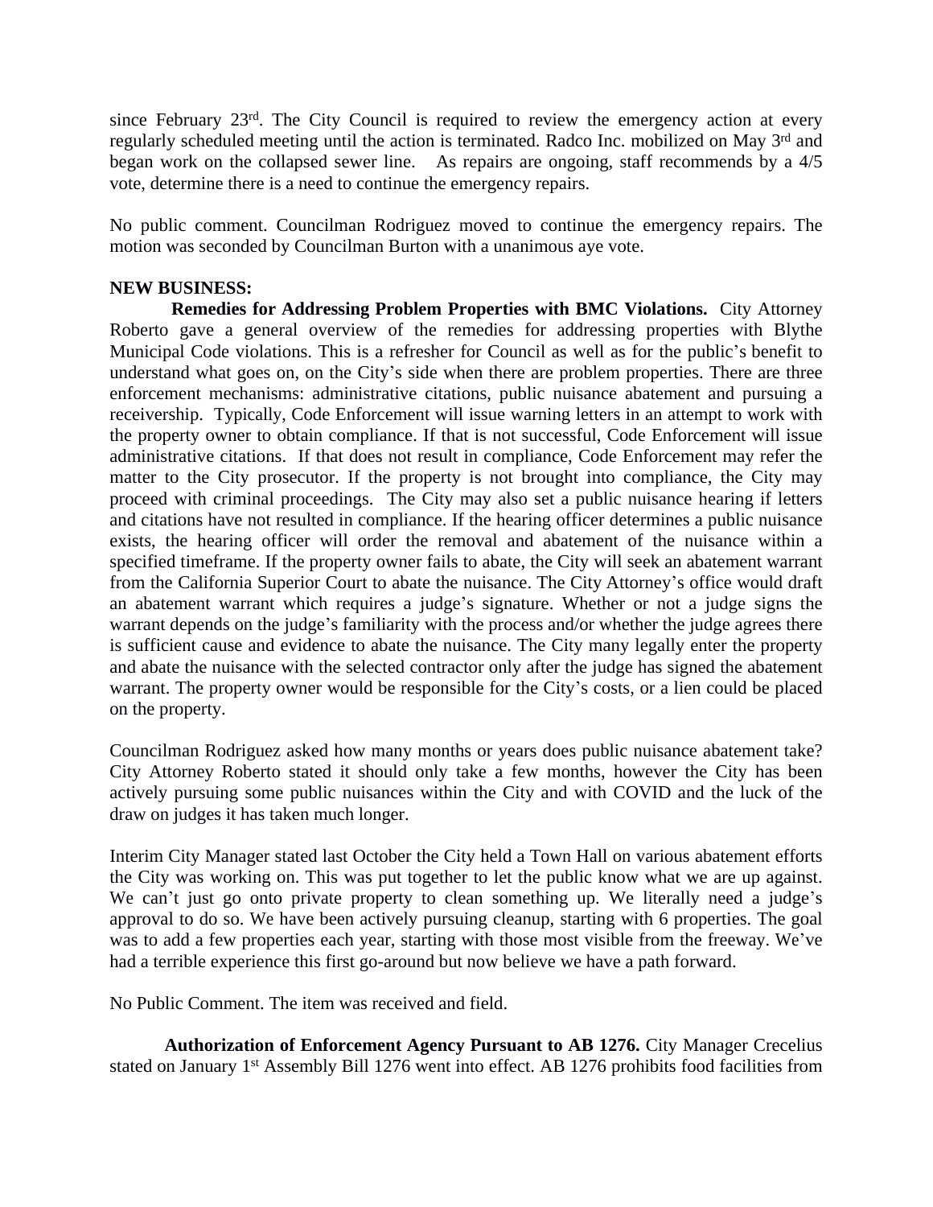since February 23rd. The City Council is required to review the emergency action at every regularly scheduled meeting until the action is terminated. Radco Inc. mobilized on May 3rd and began work on the collapsed sewer line. As repairs are ongoing, staff recommends by a 4/5 vote, determine there is a need to continue the emergency repairs.

No public comment. Councilman Rodriguez moved to continue the emergency repairs. The motion was seconded by Councilman Burton with a unanimous aye vote.

**NEW BUSINESS:**

**Remedies for Addressing Problem Properties with BMC Violations.** City Attorney Roberto gave a general overview of the remedies for addressing properties with Blythe Municipal Code violations. This is a refresher for Council as well as for the public's benefit to understand what goes on, on the City's side when there are problem properties. There are three enforcement mechanisms: administrative citations, public nuisance abatement and pursuing a receivership. Typically, Code Enforcement will issue warning letters in an attempt to work with the property owner to obtain compliance. If that is not successful, Code Enforcement will issue administrative citations. If that does not result in compliance, Code Enforcement may refer the matter to the City prosecutor. If the property is not brought into compliance, the City may proceed with criminal proceedings. The City may also set a public nuisance hearing if letters and citations have not resulted in compliance. If the hearing officer determines a public nuisance exists, the hearing officer will order the removal and abatement of the nuisance within a specified timeframe. If the property owner fails to abate, the City will seek an abatement warrant from the California Superior Court to abate the nuisance. The City Attorney's office would draft an abatement warrant which requires a judge's signature. Whether or not a judge signs the warrant depends on the judge's familiarity with the process and/or whether the judge agrees there is sufficient cause and evidence to abate the nuisance. The City many legally enter the property and abate the nuisance with the selected contractor only after the judge has signed the abatement warrant. The property owner would be responsible for the City's costs, or a lien could be placed on the property.

Councilman Rodriguez asked how many months or years does public nuisance abatement take? City Attorney Roberto stated it should only take a few months, however the City has been actively pursuing some public nuisances within the City and with COVID and the luck of the draw on judges it has taken much longer.

Interim City Manager stated last October the City held a Town Hall on various abatement efforts the City was working on. This was put together to let the public know what we are up against. We can't just go onto private property to clean something up. We literally need a judge's approval to do so. We have been actively pursuing cleanup, starting with 6 properties. The goal was to add a few properties each year, starting with those most visible from the freeway. We've had a terrible experience this first go-around but now believe we have a path forward.

No Public Comment. The item was received and field.

**Authorization of Enforcement Agency Pursuant to AB 1276.** City Manager Crecelius stated on January 1st Assembly Bill 1276 went into effect. AB 1276 prohibits food facilities from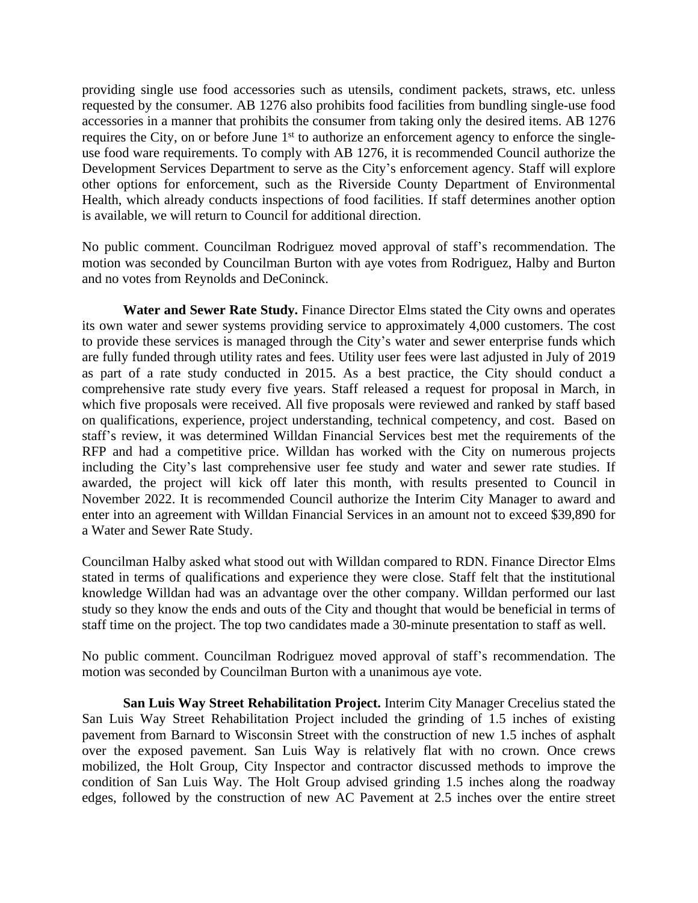providing single use food accessories such as utensils, condiment packets, straws, etc. unless requested by the consumer. AB 1276 also prohibits food facilities from bundling single-use food accessories in a manner that prohibits the consumer from taking only the desired items. AB 1276 requires the City, on or before June 1st to authorize an enforcement agency to enforce the single-use food ware requirements. To comply with AB 1276, it is recommended Council authorize the Development Services Department to serve as the City's enforcement agency. Staff will explore other options for enforcement, such as the Riverside County Department of Environmental Health, which already conducts inspections of food facilities. If staff determines another option is available, we will return to Council for additional direction.

No public comment. Councilman Rodriguez moved approval of staff's recommendation. The motion was seconded by Councilman Burton with aye votes from Rodriguez, Halby and Burton and no votes from Reynolds and DeConinck.

**Water and Sewer Rate Study.** Finance Director Elms stated the City owns and operates its own water and sewer systems providing service to approximately 4,000 customers. The cost to provide these services is managed through the City's water and sewer enterprise funds which are fully funded through utility rates and fees. Utility user fees were last adjusted in July of 2019 as part of a rate study conducted in 2015. As a best practice, the City should conduct a comprehensive rate study every five years. Staff released a request for proposal in March, in which five proposals were received. All five proposals were reviewed and ranked by staff based on qualifications, experience, project understanding, technical competency, and cost. Based on staff's review, it was determined Willdan Financial Services best met the requirements of the RFP and had a competitive price. Willdan has worked with the City on numerous projects including the City's last comprehensive user fee study and water and sewer rate studies. If awarded, the project will kick off later this month, with results presented to Council in November 2022. It is recommended Council authorize the Interim City Manager to award and enter into an agreement with Willdan Financial Services in an amount not to exceed $39,890 for a Water and Sewer Rate Study.

Councilman Halby asked what stood out with Willdan compared to RDN. Finance Director Elms stated in terms of qualifications and experience they were close. Staff felt that the institutional knowledge Willdan had was an advantage over the other company. Willdan performed our last study so they know the ends and outs of the City and thought that would be beneficial in terms of staff time on the project. The top two candidates made a 30-minute presentation to staff as well.

No public comment. Councilman Rodriguez moved approval of staff's recommendation. The motion was seconded by Councilman Burton with a unanimous aye vote.

**San Luis Way Street Rehabilitation Project.** Interim City Manager Crecelius stated the San Luis Way Street Rehabilitation Project included the grinding of 1.5 inches of existing pavement from Barnard to Wisconsin Street with the construction of new 1.5 inches of asphalt over the exposed pavement. San Luis Way is relatively flat with no crown. Once crews mobilized, the Holt Group, City Inspector and contractor discussed methods to improve the condition of San Luis Way. The Holt Group advised grinding 1.5 inches along the roadway edges, followed by the construction of new AC Pavement at 2.5 inches over the entire street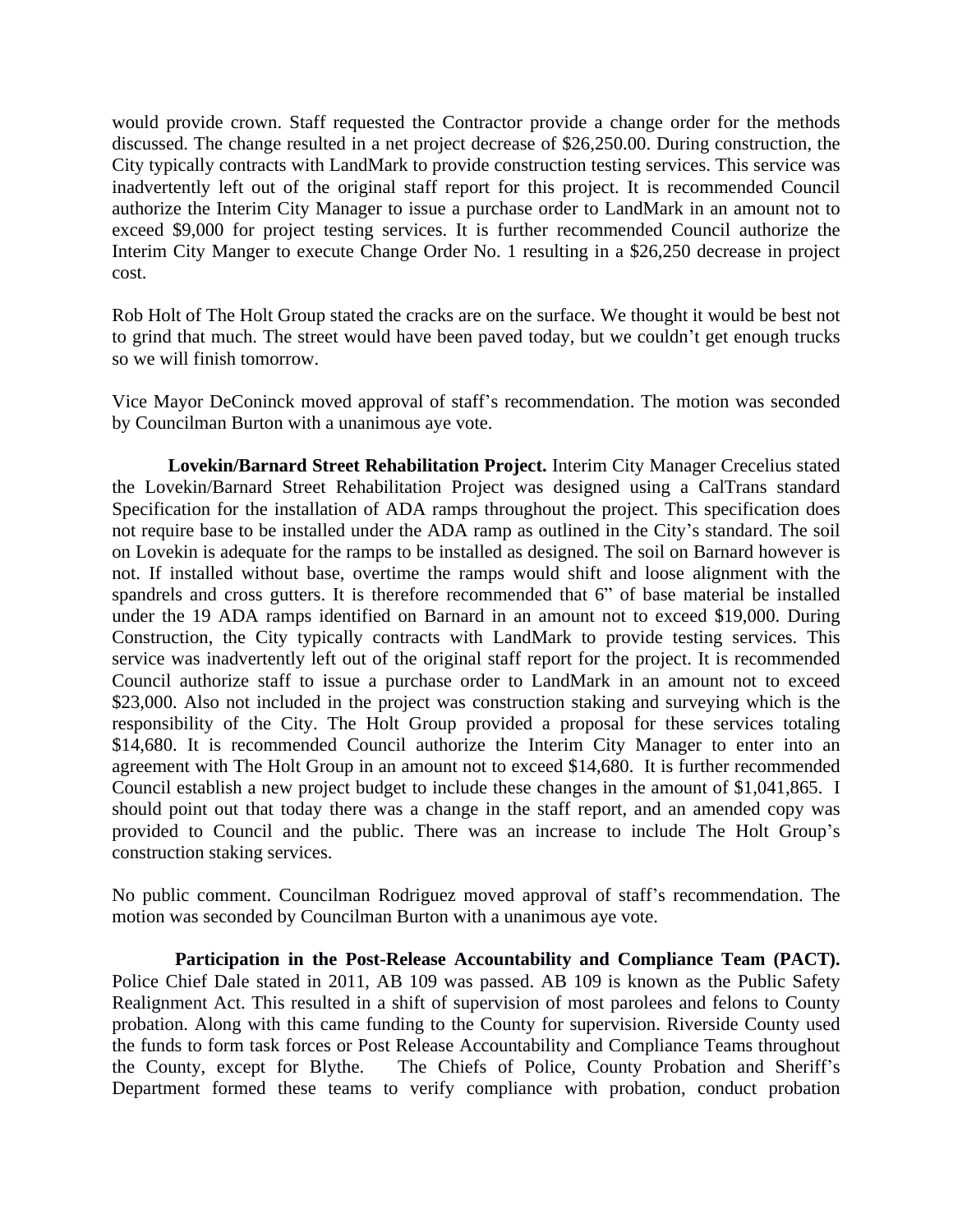would provide crown. Staff requested the Contractor provide a change order for the methods discussed. The change resulted in a net project decrease of $26,250.00. During construction, the City typically contracts with LandMark to provide construction testing services. This service was inadvertently left out of the original staff report for this project. It is recommended Council authorize the Interim City Manager to issue a purchase order to LandMark in an amount not to exceed $9,000 for project testing services. It is further recommended Council authorize the Interim City Manger to execute Change Order No. 1 resulting in a $26,250 decrease in project cost.

Rob Holt of The Holt Group stated the cracks are on the surface. We thought it would be best not to grind that much. The street would have been paved today, but we couldn't get enough trucks so we will finish tomorrow.

Vice Mayor DeConinck moved approval of staff's recommendation. The motion was seconded by Councilman Burton with a unanimous aye vote.

**Lovekin/Barnard Street Rehabilitation Project.** Interim City Manager Crecelius stated the Lovekin/Barnard Street Rehabilitation Project was designed using a CalTrans standard Specification for the installation of ADA ramps throughout the project. This specification does not require base to be installed under the ADA ramp as outlined in the City's standard. The soil on Lovekin is adequate for the ramps to be installed as designed. The soil on Barnard however is not. If installed without base, overtime the ramps would shift and loose alignment with the spandrels and cross gutters. It is therefore recommended that 6" of base material be installed under the 19 ADA ramps identified on Barnard in an amount not to exceed $19,000. During Construction, the City typically contracts with LandMark to provide testing services. This service was inadvertently left out of the original staff report for the project. It is recommended Council authorize staff to issue a purchase order to LandMark in an amount not to exceed $23,000. Also not included in the project was construction staking and surveying which is the responsibility of the City. The Holt Group provided a proposal for these services totaling $14,680. It is recommended Council authorize the Interim City Manager to enter into an agreement with The Holt Group in an amount not to exceed $14,680. It is further recommended Council establish a new project budget to include these changes in the amount of $1,041,865. I should point out that today there was a change in the staff report, and an amended copy was provided to Council and the public. There was an increase to include The Holt Group's construction staking services.

No public comment. Councilman Rodriguez moved approval of staff's recommendation. The motion was seconded by Councilman Burton with a unanimous aye vote.

**Participation in the Post-Release Accountability and Compliance Team (PACT).** Police Chief Dale stated in 2011, AB 109 was passed. AB 109 is known as the Public Safety Realignment Act. This resulted in a shift of supervision of most parolees and felons to County probation. Along with this came funding to the County for supervision. Riverside County used the funds to form task forces or Post Release Accountability and Compliance Teams throughout the County, except for Blythe. The Chiefs of Police, County Probation and Sheriff's Department formed these teams to verify compliance with probation, conduct probation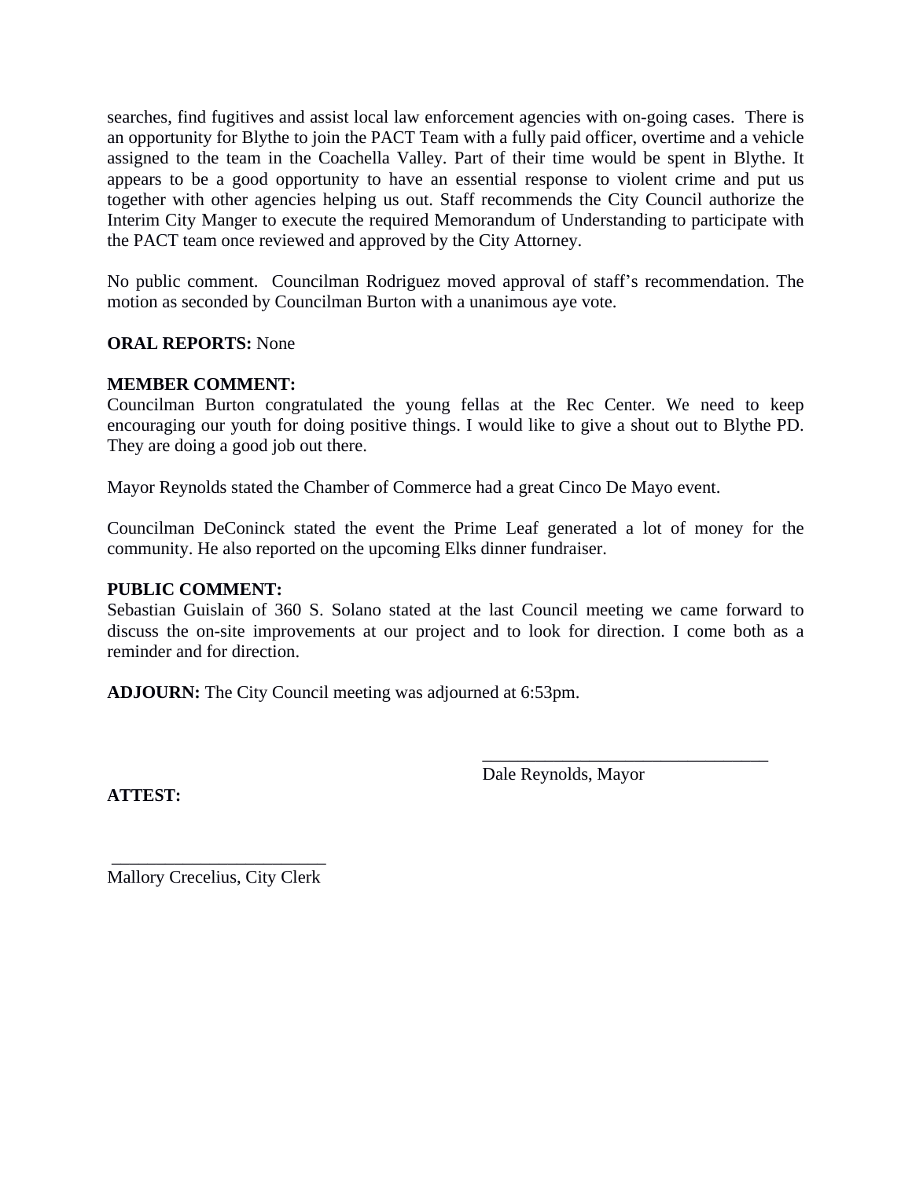searches, find fugitives and assist local law enforcement agencies with on-going cases. There is an opportunity for Blythe to join the PACT Team with a fully paid officer, overtime and a vehicle assigned to the team in the Coachella Valley. Part of their time would be spent in Blythe. It appears to be a good opportunity to have an essential response to violent crime and put us together with other agencies helping us out. Staff recommends the City Council authorize the Interim City Manger to execute the required Memorandum of Understanding to participate with the PACT team once reviewed and approved by the City Attorney.

No public comment. Councilman Rodriguez moved approval of staff's recommendation. The motion as seconded by Councilman Burton with a unanimous aye vote.

**ORAL REPORTS:** None

**MEMBER COMMENT:**
Councilman Burton congratulated the young fellas at the Rec Center. We need to keep encouraging our youth for doing positive things. I would like to give a shout out to Blythe PD. They are doing a good job out there.

Mayor Reynolds stated the Chamber of Commerce had a great Cinco De Mayo event.

Councilman DeConinck stated the event the Prime Leaf generated a lot of money for the community. He also reported on the upcoming Elks dinner fundraiser.

**PUBLIC COMMENT:**
Sebastian Guislain of 360 S. Solano stated at the last Council meeting we came forward to discuss the on-site improvements at our project and to look for direction. I come both as a reminder and for direction.

**ADJOURN:** The City Council meeting was adjourned at 6:53pm.

\_\_\_\_\_\_\_\_\_\_\_\_\_\_\_\_\_\_\_\_\_\_\_\_\_\_\_\_\_\_\_\_\_
Dale Reynolds, Mayor

**ATTEST:**

\_\_\_\_\_\_\_\_\_\_\_\_\_\_\_\_\_\_\_\_\_\_\_\_\_
Mallory Crecelius, City Clerk